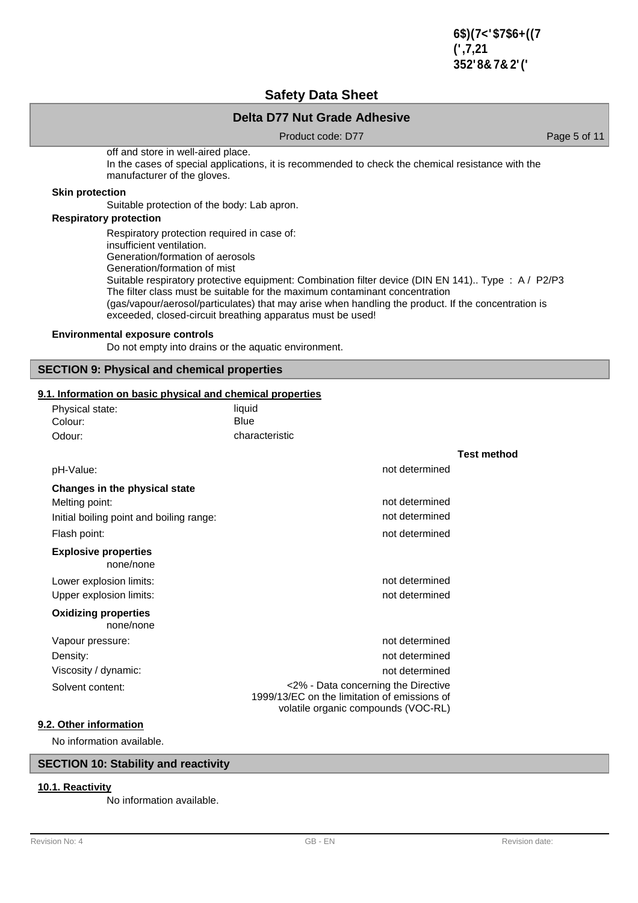off and store in well-aired place.
In the cases of special applications, it is recommended to check the chemical resistance with the manufacturer of the gloves.

**Skin protection**

Suitable protection of the body: Lab apron.

**Respiratory protection**

Respiratory protection required in case of:
insufficient ventilation.
Generation/formation of aerosols
Generation/formation of mist
Suitable respiratory protective equipment: Combination filter device (DIN EN 141).. Type : A / P2/P3
The filter class must be suitable for the maximum contaminant concentration (gas/vapour/aerosol/particulates) that may arise when handling the product. If the concentration is exceeded, closed-circuit breathing apparatus must be used!

**Environmental exposure controls**

Do not empty into drains or the aquatic environment.

## SECTION 9: Physical and chemical properties

### 9.1. Information on basic physical and chemical properties

| | | |
|---|---|---|
| Physical state: | liquid | |
| Colour: | Blue | |
| Odour: | characteristic | |
| | | **Test method** |
| pH-Value: | not determined | |
| **Changes in the physical state** | | |
| Melting point: | not determined | |
| Initial boiling point and boiling range: | not determined | |
| Flash point: | not determined | |
| **Explosive properties** | | |
| none/none | | |
| Lower explosion limits: | not determined | |
| Upper explosion limits: | not determined | |
| **Oxidizing properties** | | |
| none/none | | |
| Vapour pressure: | not determined | |
| Density: | not determined | |
| Viscosity / dynamic: | not determined | |
| Solvent content: | <2% - Data concerning the Directive 1999/13/EC on the limitation of emissions of volatile organic compounds (VOC-RL) | |

### 9.2. Other information

No information available.

## SECTION 10: Stability and reactivity

### 10.1. Reactivity

No information available.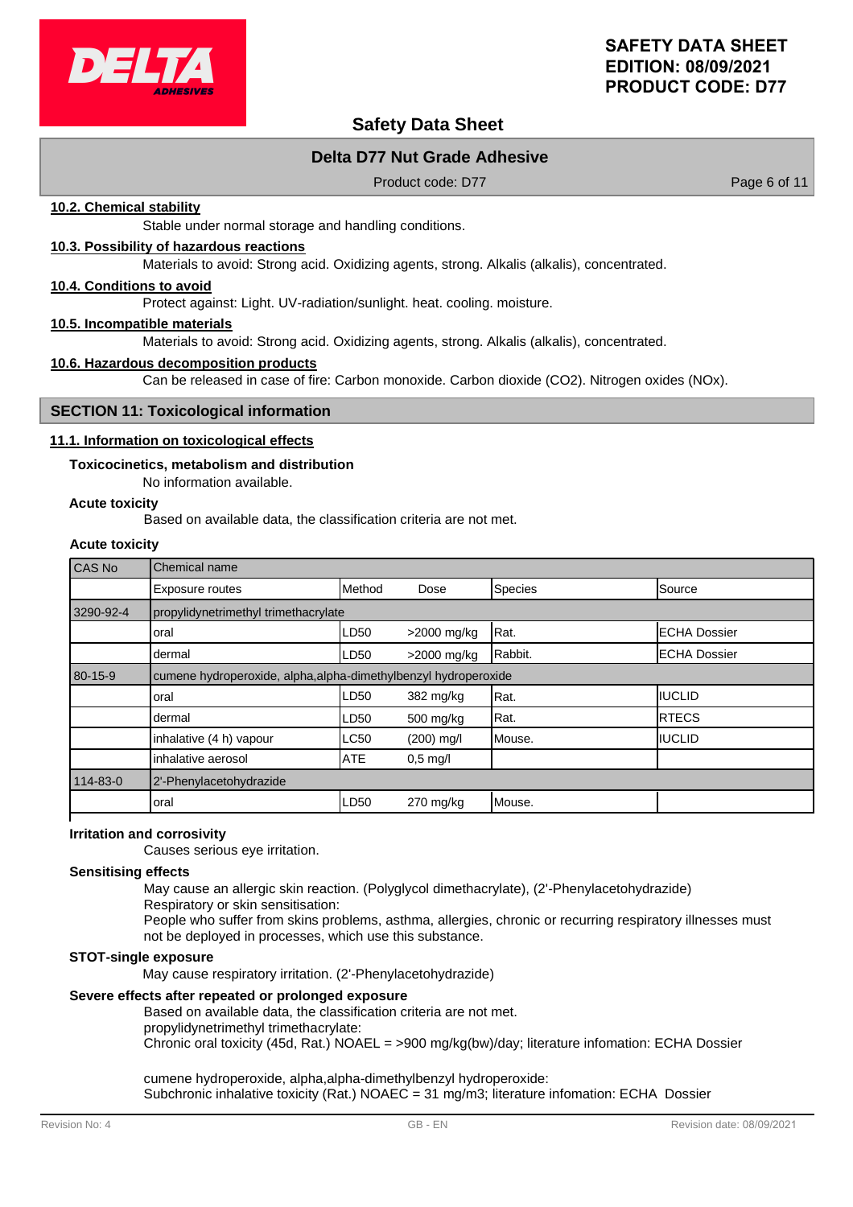### 10.2. Chemical stability

Stable under normal storage and handling conditions.

### 10.3. Possibility of hazardous reactions

Materials to avoid: Strong acid. Oxidizing agents, strong. Alkalis (alkalis), concentrated.

### 10.4. Conditions to avoid

Protect against: Light. UV-radiation/sunlight. heat. cooling. moisture.

### 10.5. Incompatible materials

Materials to avoid: Strong acid. Oxidizing agents, strong. Alkalis (alkalis), concentrated.

### 10.6. Hazardous decomposition products

Can be released in case of fire: Carbon monoxide. Carbon dioxide ($CO_2$). Nitrogen oxides ($NO_x$).

## SECTION 11: Toxicological information

### 11.1. Information on toxicological effects

**Toxicocinetics, metabolism and distribution**

No information available.

**Acute toxicity**

Based on available data, the classification criteria are not met.

**Acute toxicity**

| CAS No | Chemical name | | | | |
|---|---|---|---|---|---|
| | Exposure routes | Method | Dose | Species | Source |
| 3290-92-4 | propylidynetrimethyl trimethacrylate | | | | |
| | oral | LD50 | >2000 mg/kg | Rat. | ECHA Dossier |
| | dermal | LD50 | >2000 mg/kg | Rabbit. | ECHA Dossier |
| 80-15-9 | cumene hydroperoxide, alpha,alpha-dimethylbenzyl hydroperoxide | | | | |
| | oral | LD50 | 382 mg/kg | Rat. | IUCLID |
| | dermal | LD50 | 500 mg/kg | Rat. | RTECS |
| | inhalative (4 h) vapour | LC50 | (200) mg/l | Mouse. | IUCLID |
| | inhalative aerosol | ATE | 0,5 mg/l | | |
| 114-83-0 | 2'-Phenylacetohydrazide | | | | |
| | oral | LD50 | 270 mg/kg | Mouse. | |

**Irritation and corrosivity**

Causes serious eye irritation.

**Sensitising effects**

May cause an allergic skin reaction. (Polyglycol dimethacrylate), (2'-Phenylacetohydrazide)
Respiratory or skin sensitisation:
People who suffer from skins problems, asthma, allergies, chronic or recurring respiratory illnesses must not be deployed in processes, which use this substance.

**STOT-single exposure**

May cause respiratory irritation. (2'-Phenylacetohydrazide)

**Severe effects after repeated or prolonged exposure**

Based on available data, the classification criteria are not met.
propylidynetrimethyl trimethacrylate:
Chronic oral toxicity (45d, Rat.) NOAEL = >900 mg/kg(bw)/day; literature infomation: ECHA Dossier

cumene hydroperoxide, alpha,alpha-dimethylbenzyl hydroperoxide:
Subchronic inhalative toxicity (Rat.) NOAEC = 31 mg/m3; literature infomation: ECHA Dossier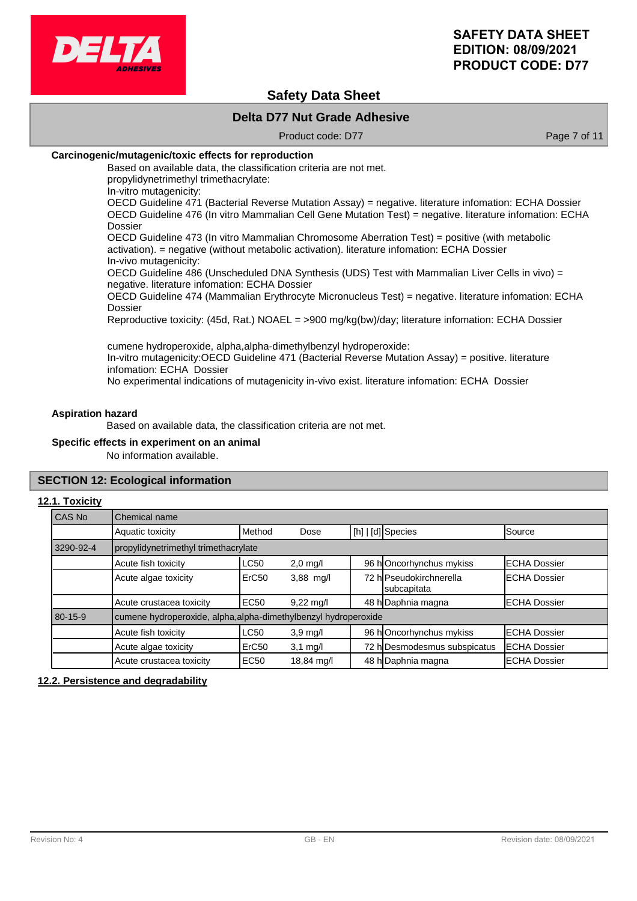**Carcinogenic/mutagenic/toxic effects for reproduction**

Based on available data, the classification criteria are not met.
propylidynetrimethyl trimethacrylate:
In-vitro mutagenicity:
OECD Guideline 471 (Bacterial Reverse Mutation Assay) = negative. literature infomation: ECHA Dossier
OECD Guideline 476 (In vitro Mammalian Cell Gene Mutation Test) = negative. literature infomation: ECHA Dossier
OECD Guideline 473 (In vitro Mammalian Chromosome Aberration Test) = positive (with metabolic activation). = negative (without metabolic activation). literature infomation: ECHA Dossier
In-vivo mutagenicity:
OECD Guideline 486 (Unscheduled DNA Synthesis (UDS) Test with Mammalian Liver Cells in vivo) = negative. literature infomation: ECHA Dossier
OECD Guideline 474 (Mammalian Erythrocyte Micronucleus Test) = negative. literature infomation: ECHA Dossier
Reproductive toxicity: (45d, Rat.) NOAEL = >900 mg/kg(bw)/day; literature infomation: ECHA Dossier

cumene hydroperoxide, alpha,alpha-dimethylbenzyl hydroperoxide:
In-vitro mutagenicity:OECD Guideline 471 (Bacterial Reverse Mutation Assay) = positive. literature infomation: ECHA Dossier
No experimental indications of mutagenicity in-vivo exist. literature infomation: ECHA Dossier

**Aspiration hazard**

Based on available data, the classification criteria are not met.

**Specific effects in experiment on an animal**

No information available.

## SECTION 12: Ecological information

### 12.1. Toxicity

| CAS No | Chemical name | | | | | |
|---|---|---|---|---|---|---|
| | Aquatic toxicity | Method | Dose | [h] \| [d] | Species | Source |
| 3290-92-4 | propylidynetrimethyl trimethacrylate | | | | | |
| | Acute fish toxicity | LC50 | 2,0 mg/l | 96 h | Oncorhynchus mykiss | ECHA Dossier |
| | Acute algae toxicity | ErC50 | 3,88 mg/l | 72 h | Pseudokirchnerella subcapitata | ECHA Dossier |
| | Acute crustacea toxicity | EC50 | 9,22 mg/l | 48 h | Daphnia magna | ECHA Dossier |
| 80-15-9 | cumene hydroperoxide, alpha,alpha-dimethylbenzyl hydroperoxide | | | | | |
| | Acute fish toxicity | LC50 | 3,9 mg/l | 96 h | Oncorhynchus mykiss | ECHA Dossier |
| | Acute algae toxicity | ErC50 | 3,1 mg/l | 72 h | Desmodesmus subspicatus | ECHA Dossier |
| | Acute crustacea toxicity | EC50 | 18,84 mg/l | 48 h | Daphnia magna | ECHA Dossier |

### 12.2. Persistence and degradability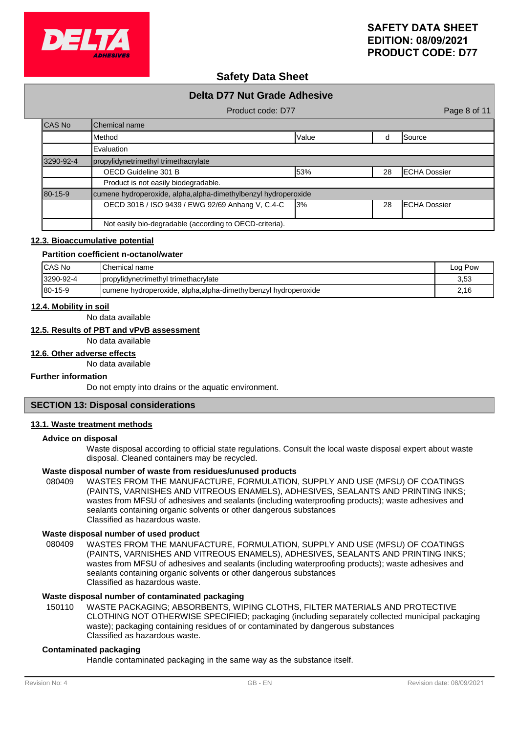| CAS No | Chemical name | | | |
|---|---|---|---|---|
| | Method | Value | d | Source |
| | Evaluation | | | |
| 3290-92-4 | propylidynetrimethyl trimethacrylate | | | |
| | OECD Guideline 301 B | 53% | 28 | ECHA Dossier |
| | Product is not easily biodegradable. | | | |
| 80-15-9 | cumene hydroperoxide, alpha,alpha-dimethylbenzyl hydroperoxide | | | |
| | OECD 301B / ISO 9439 / EWG 92/69 Anhang V, C.4-C | 3% | 28 | ECHA Dossier |
| | Not easily bio-degradable (according to OECD-criteria). | | | |

### 12.3. Bioaccumulative potential

**Partition coefficient n-octanol/water**

| CAS No | Chemical name | Log Pow |
|---|---|---|
| 3290-92-4 | propylidynetrimethyl trimethacrylate | 3,53 |
| 80-15-9 | cumene hydroperoxide, alpha,alpha-dimethylbenzyl hydroperoxide | 2,16 |

### 12.4. Mobility in soil

No data available

### 12.5. Results of PBT and vPvB assessment

No data available

### 12.6. Other adverse effects

No data available

**Further information**

Do not empty into drains or the aquatic environment.

## SECTION 13: Disposal considerations

### 13.1. Waste treatment methods

**Advice on disposal**

Waste disposal according to official state regulations. Consult the local waste disposal expert about waste disposal. Cleaned containers may be recycled.

**Waste disposal number of waste from residues/unused products**

080409 WASTES FROM THE MANUFACTURE, FORMULATION, SUPPLY AND USE (MFSU) OF COATINGS (PAINTS, VARNISHES AND VITREOUS ENAMELS), ADHESIVES, SEALANTS AND PRINTING INKS; wastes from MFSU of adhesives and sealants (including waterproofing products); waste adhesives and sealants containing organic solvents or other dangerous substances
Classified as hazardous waste.

**Waste disposal number of used product**

080409 WASTES FROM THE MANUFACTURE, FORMULATION, SUPPLY AND USE (MFSU) OF COATINGS (PAINTS, VARNISHES AND VITREOUS ENAMELS), ADHESIVES, SEALANTS AND PRINTING INKS; wastes from MFSU of adhesives and sealants (including waterproofing products); waste adhesives and sealants containing organic solvents or other dangerous substances
Classified as hazardous waste.

**Waste disposal number of contaminated packaging**

150110 WASTE PACKAGING; ABSORBENTS, WIPING CLOTHS, FILTER MATERIALS AND PROTECTIVE CLOTHING NOT OTHERWISE SPECIFIED; packaging (including separately collected municipal packaging waste); packaging containing residues of or contaminated by dangerous substances
Classified as hazardous waste.

**Contaminated packaging**

Handle contaminated packaging in the same way as the substance itself.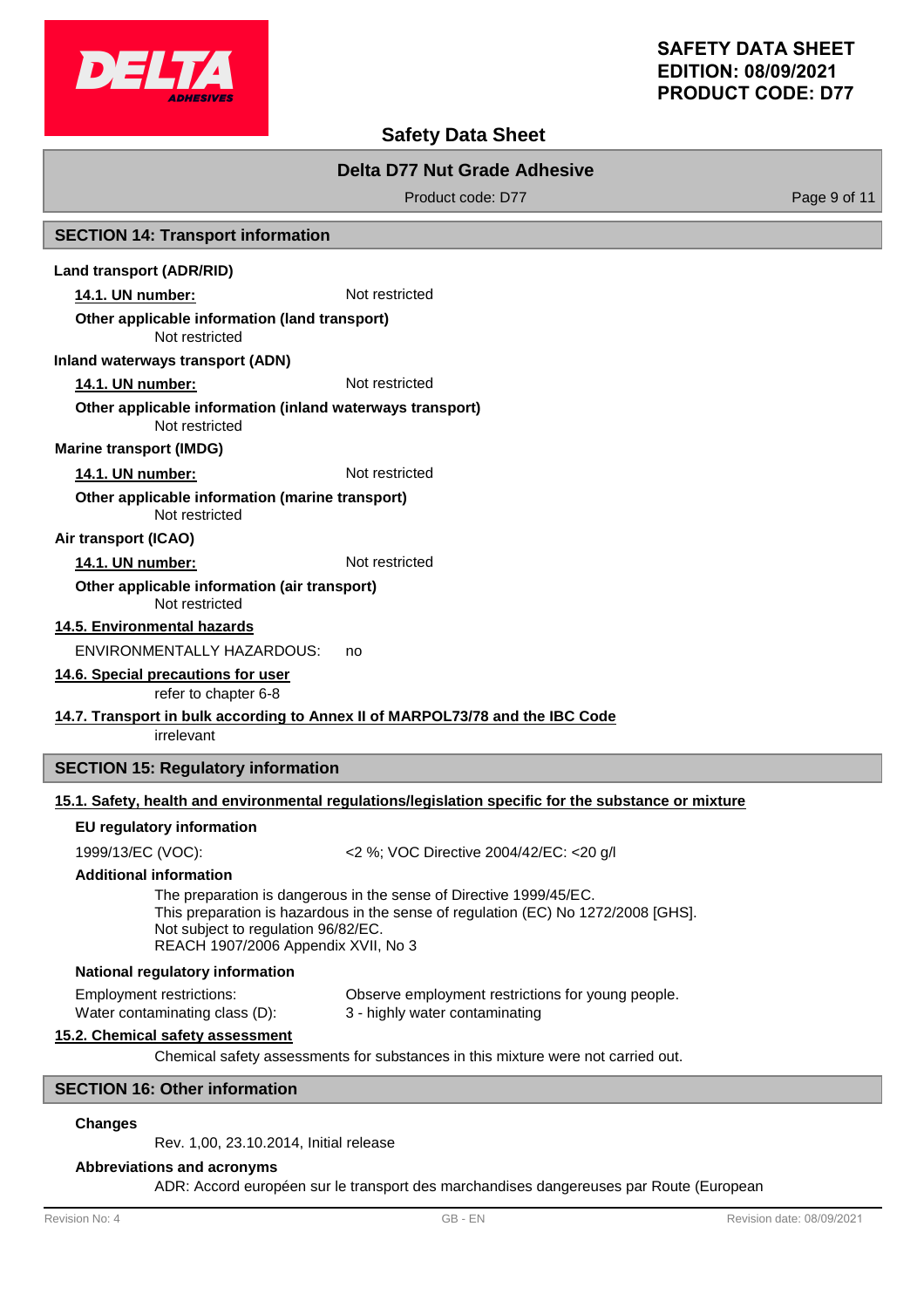## SECTION 14: Transport information

**Land transport (ADR/RID)**

**14.1. UN number:** Not restricted

**Other applicable information (land transport)**

Not restricted

**Inland waterways transport (ADN)**

**14.1. UN number:** Not restricted

**Other applicable information (inland waterways transport)**

Not restricted

**Marine transport (IMDG)**

**14.1. UN number:** Not restricted

**Other applicable information (marine transport)**

Not restricted

**Air transport (ICAO)**

**14.1. UN number:** Not restricted

**Other applicable information (air transport)**

Not restricted

**14.5. Environmental hazards**

ENVIRONMENTALLY HAZARDOUS: no

**14.6. Special precautions for user**

refer to chapter 6-8

**14.7. Transport in bulk according to Annex II of MARPOL73/78 and the IBC Code**

irrelevant

## SECTION 15: Regulatory information

**15.1. Safety, health and environmental regulations/legislation specific for the substance or mixture**

**EU regulatory information**

1999/13/EC (VOC): <2 %; VOC Directive 2004/42/EC: <20 g/l

**Additional information**

The preparation is dangerous in the sense of Directive 1999/45/EC.
This preparation is hazardous in the sense of regulation (EC) No 1272/2008 [GHS].
Not subject to regulation 96/82/EC.
REACH 1907/2006 Appendix XVII, No 3

**National regulatory information**

Employment restrictions: Observe employment restrictions for young people.
Water contaminating class (D): 3 - highly water contaminating

**15.2. Chemical safety assessment**

Chemical safety assessments for substances in this mixture were not carried out.

## SECTION 16: Other information

**Changes**

Rev. 1,00, 23.10.2014, Initial release

**Abbreviations and acronyms**

ADR: Accord européen sur le transport des marchandises dangereuses par Route (European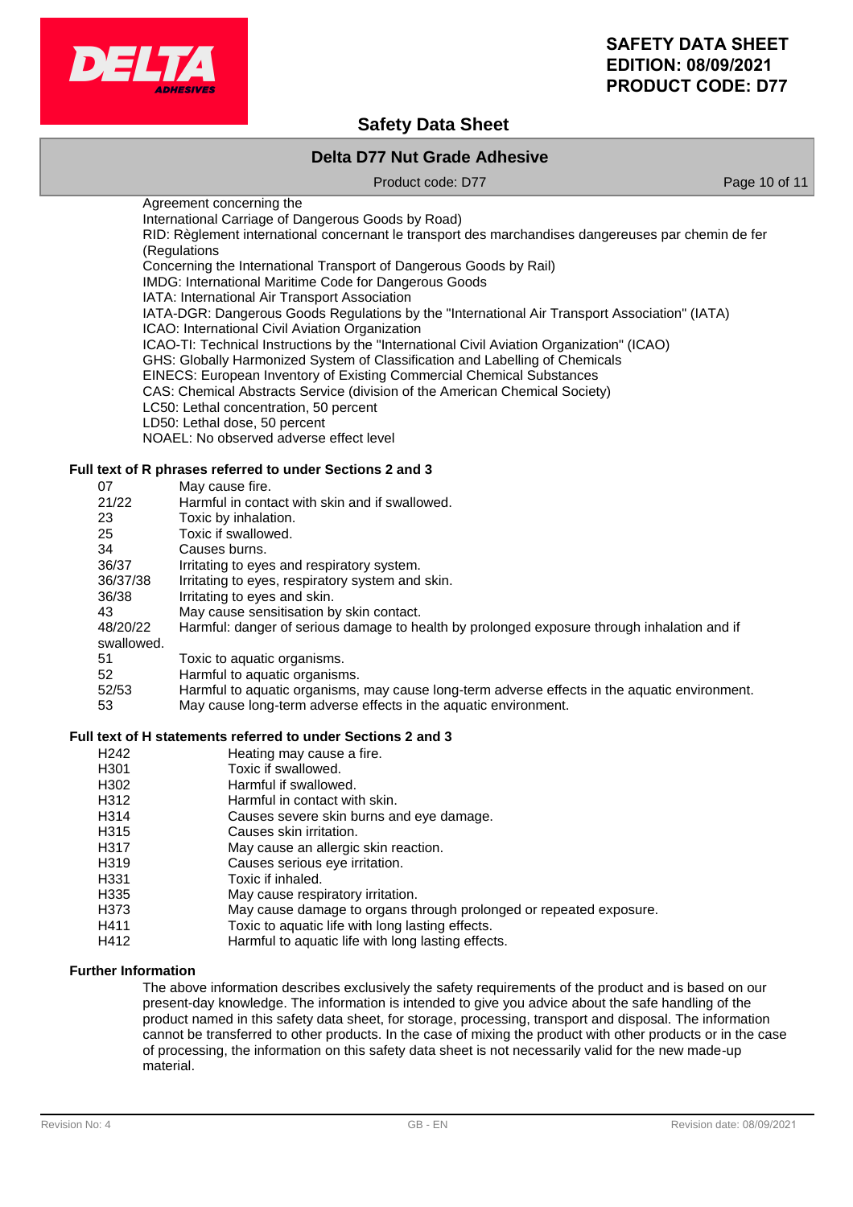Agreement concerning the
International Carriage of Dangerous Goods by Road)
RID: Règlement international concernant le transport des marchandises dangereuses par chemin de fer (Regulations
Concerning the International Transport of Dangerous Goods by Rail)
IMDG: International Maritime Code for Dangerous Goods
IATA: International Air Transport Association
IATA-DGR: Dangerous Goods Regulations by the "International Air Transport Association" (IATA)
ICAO: International Civil Aviation Organization
ICAO-TI: Technical Instructions by the "International Civil Aviation Organization" (ICAO)
GHS: Globally Harmonized System of Classification and Labelling of Chemicals
EINECS: European Inventory of Existing Commercial Chemical Substances
CAS: Chemical Abstracts Service (division of the American Chemical Society)
LC50: Lethal concentration, 50 percent
LD50: Lethal dose, 50 percent
NOAEL: No observed adverse effect level

### Full text of R phrases referred to under Sections 2 and 3

| | |
|---|---|
| 07 | May cause fire. |
| 21/22 | Harmful in contact with skin and if swallowed. |
| 23 | Toxic by inhalation. |
| 25 | Toxic if swallowed. |
| 34 | Causes burns. |
| 36/37 | Irritating to eyes and respiratory system. |
| 36/37/38 | Irritating to eyes, respiratory system and skin. |
| 36/38 | Irritating to eyes and skin. |
| 43 | May cause sensitisation by skin contact. |
| 48/20/22 | Harmful: danger of serious damage to health by prolonged exposure through inhalation and if swallowed. |
| 51 | Toxic to aquatic organisms. |
| 52 | Harmful to aquatic organisms. |
| 52/53 | Harmful to aquatic organisms, may cause long-term adverse effects in the aquatic environment. |
| 53 | May cause long-term adverse effects in the aquatic environment. |

### Full text of H statements referred to under Sections 2 and 3

| | |
|---|---|
| H242 | Heating may cause a fire. |
| H301 | Toxic if swallowed. |
| H302 | Harmful if swallowed. |
| H312 | Harmful in contact with skin. |
| H314 | Causes severe skin burns and eye damage. |
| H315 | Causes skin irritation. |
| H317 | May cause an allergic skin reaction. |
| H319 | Causes serious eye irritation. |
| H331 | Toxic if inhaled. |
| H335 | May cause respiratory irritation. |
| H373 | May cause damage to organs through prolonged or repeated exposure. |
| H411 | Toxic to aquatic life with long lasting effects. |
| H412 | Harmful to aquatic life with long lasting effects. |

### Further Information

The above information describes exclusively the safety requirements of the product and is based on our present-day knowledge. The information is intended to give you advice about the safe handling of the product named in this safety data sheet, for storage, processing, transport and disposal. The information cannot be transferred to other products. In the case of mixing the product with other products or in the case of processing, the information on this safety data sheet is not necessarily valid for the new made-up material.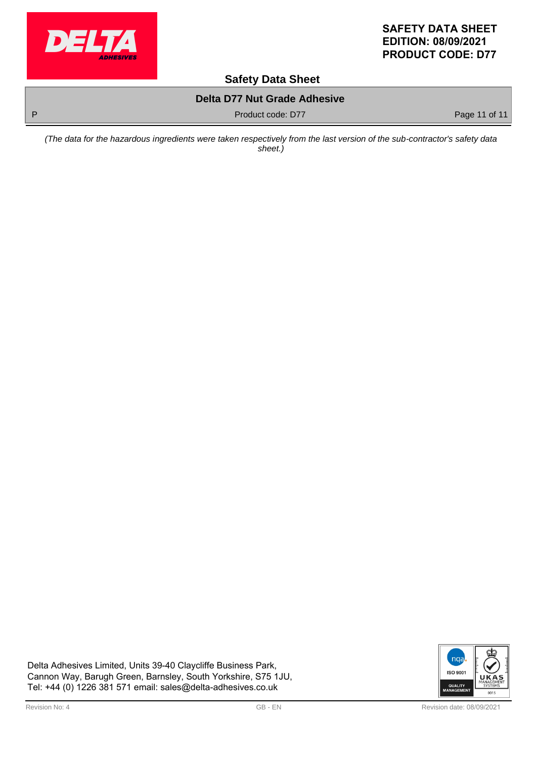*(The data for the hazardous ingredients were taken respectively from the last version of the sub-contractor's safety data sheet.)*

Delta Adhesives Limited, Units 39-40 Claycliffe Business Park,
Cannon Way, Barugh Green, Barnsley, South Yorkshire, S75 1JU,
Tel: +44 (0) 1226 381 571 email: sales@delta-adhesives.co.uk